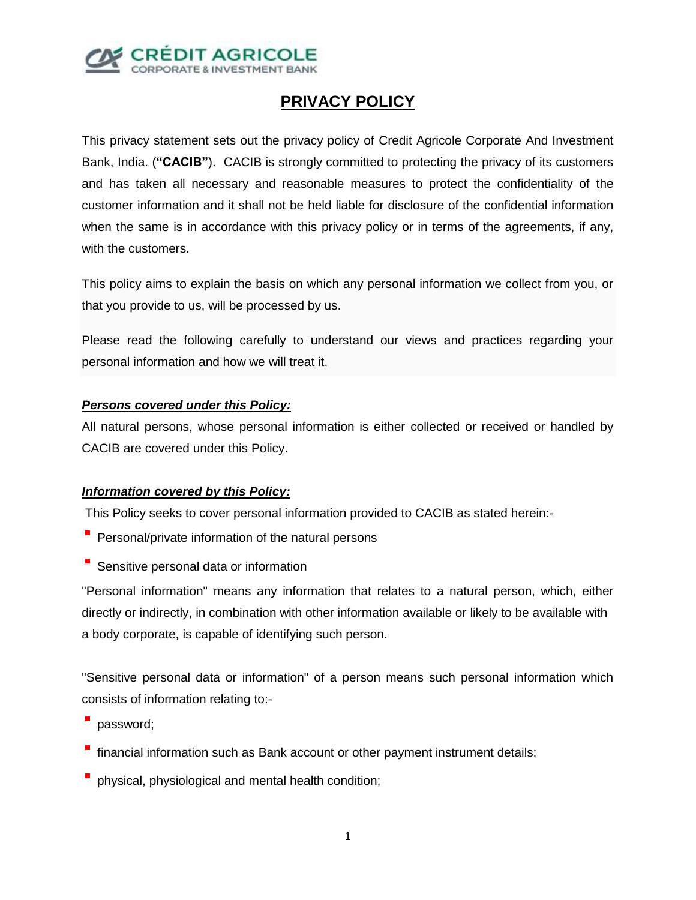# PRIVACY POLICY

This privacy statement sets out the privacy policy of Credit Agricole Corporate And Investment Bank, India. (**"CACIB"**). CACIB is strongly committed to protecting the privacy of its customers and has taken all necessary and reasonable measures to protect the confidentiality of the customer information and it shall not be held liable for disclosure of the confidential information when the same is in accordance with this privacy policy or in terms of the agreements, if any, with the customers.

This policy aims to explain the basis on which any personal information we collect from you, or that you provide to us, will be processed by us.

Please read the following carefully to understand our views and practices regarding your personal information and how we will treat it.

***Persons covered under this Policy:***

All natural persons, whose personal information is either collected or received or handled by CACIB are covered under this Policy.

***Information covered by this Policy:***

This Policy seeks to cover personal information provided to CACIB as stated herein:-

- Personal/private information of the natural persons
- Sensitive personal data or information

"Personal information" means any information that relates to a natural person, which, either directly or indirectly, in combination with other information available or likely to be available with a body corporate, is capable of identifying such person.

"Sensitive personal data or information" of a person means such personal information which consists of information relating to:-

- password;
- financial information such as Bank account or other payment instrument details;
- physical, physiological and mental health condition;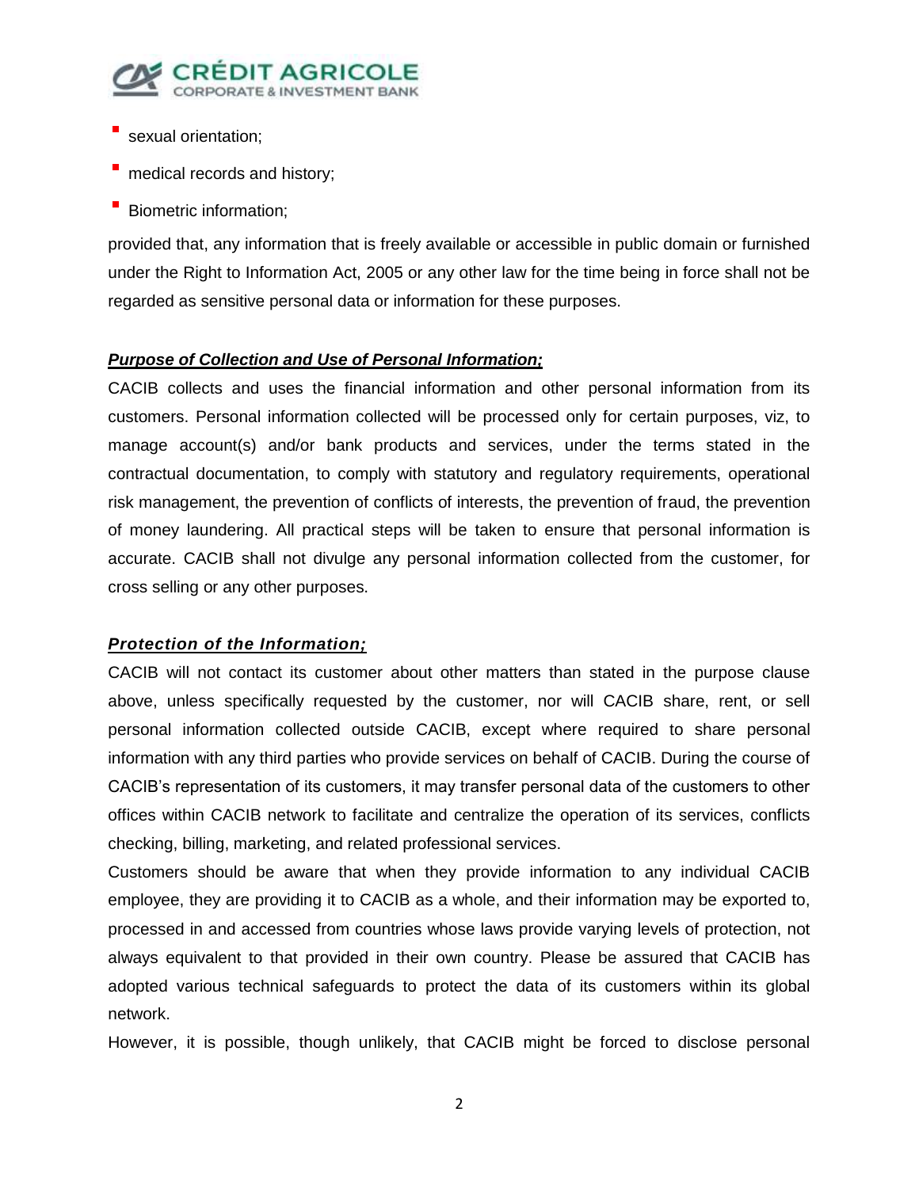- sexual orientation;
- medical records and history;
- Biometric information;

provided that, any information that is freely available or accessible in public domain or furnished under the Right to Information Act, 2005 or any other law for the time being in force shall not be regarded as sensitive personal data or information for these purposes.

***Purpose of Collection and Use of Personal Information;***

CACIB collects and uses the financial information and other personal information from its customers. Personal information collected will be processed only for certain purposes, viz, to manage account(s) and/or bank products and services, under the terms stated in the contractual documentation, to comply with statutory and regulatory requirements, operational risk management, the prevention of conflicts of interests, the prevention of fraud, the prevention of money laundering. All practical steps will be taken to ensure that personal information is accurate. CACIB shall not divulge any personal information collected from the customer, for cross selling or any other purposes.

***Protection of the Information;***

CACIB will not contact its customer about other matters than stated in the purpose clause above, unless specifically requested by the customer, nor will CACIB share, rent, or sell personal information collected outside CACIB, except where required to share personal information with any third parties who provide services on behalf of CACIB. During the course of CACIB's representation of its customers, it may transfer personal data of the customers to other offices within CACIB network to facilitate and centralize the operation of its services, conflicts checking, billing, marketing, and related professional services.

Customers should be aware that when they provide information to any individual CACIB employee, they are providing it to CACIB as a whole, and their information may be exported to, processed in and accessed from countries whose laws provide varying levels of protection, not always equivalent to that provided in their own country. Please be assured that CACIB has adopted various technical safeguards to protect the data of its customers within its global network.

However, it is possible, though unlikely, that CACIB might be forced to disclose personal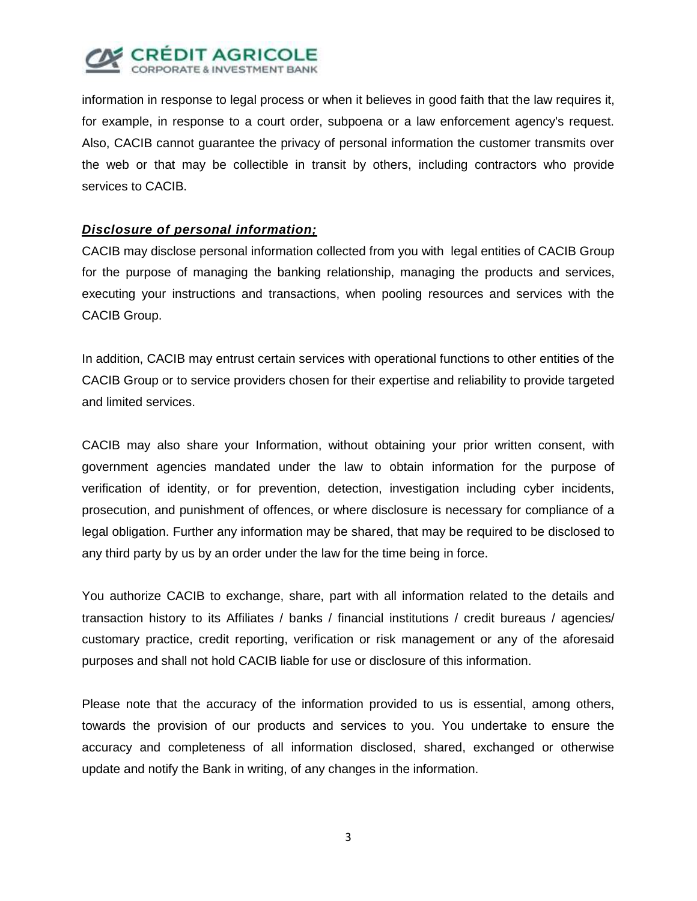information in response to legal process or when it believes in good faith that the law requires it, for example, in response to a court order, subpoena or a law enforcement agency's request. Also, CACIB cannot guarantee the privacy of personal information the customer transmits over the web or that may be collectible in transit by others, including contractors who provide services to CACIB.

***Disclosure of personal information;***

CACIB may disclose personal information collected from you with legal entities of CACIB Group for the purpose of managing the banking relationship, managing the products and services, executing your instructions and transactions, when pooling resources and services with the CACIB Group.

In addition, CACIB may entrust certain services with operational functions to other entities of the CACIB Group or to service providers chosen for their expertise and reliability to provide targeted and limited services.

CACIB may also share your Information, without obtaining your prior written consent, with government agencies mandated under the law to obtain information for the purpose of verification of identity, or for prevention, detection, investigation including cyber incidents, prosecution, and punishment of offences, or where disclosure is necessary for compliance of a legal obligation. Further any information may be shared, that may be required to be disclosed to any third party by us by an order under the law for the time being in force.

You authorize CACIB to exchange, share, part with all information related to the details and transaction history to its Affiliates / banks / financial institutions / credit bureaus / agencies/ customary practice, credit reporting, verification or risk management or any of the aforesaid purposes and shall not hold CACIB liable for use or disclosure of this information.

Please note that the accuracy of the information provided to us is essential, among others, towards the provision of our products and services to you. You undertake to ensure the accuracy and completeness of all information disclosed, shared, exchanged or otherwise update and notify the Bank in writing, of any changes in the information.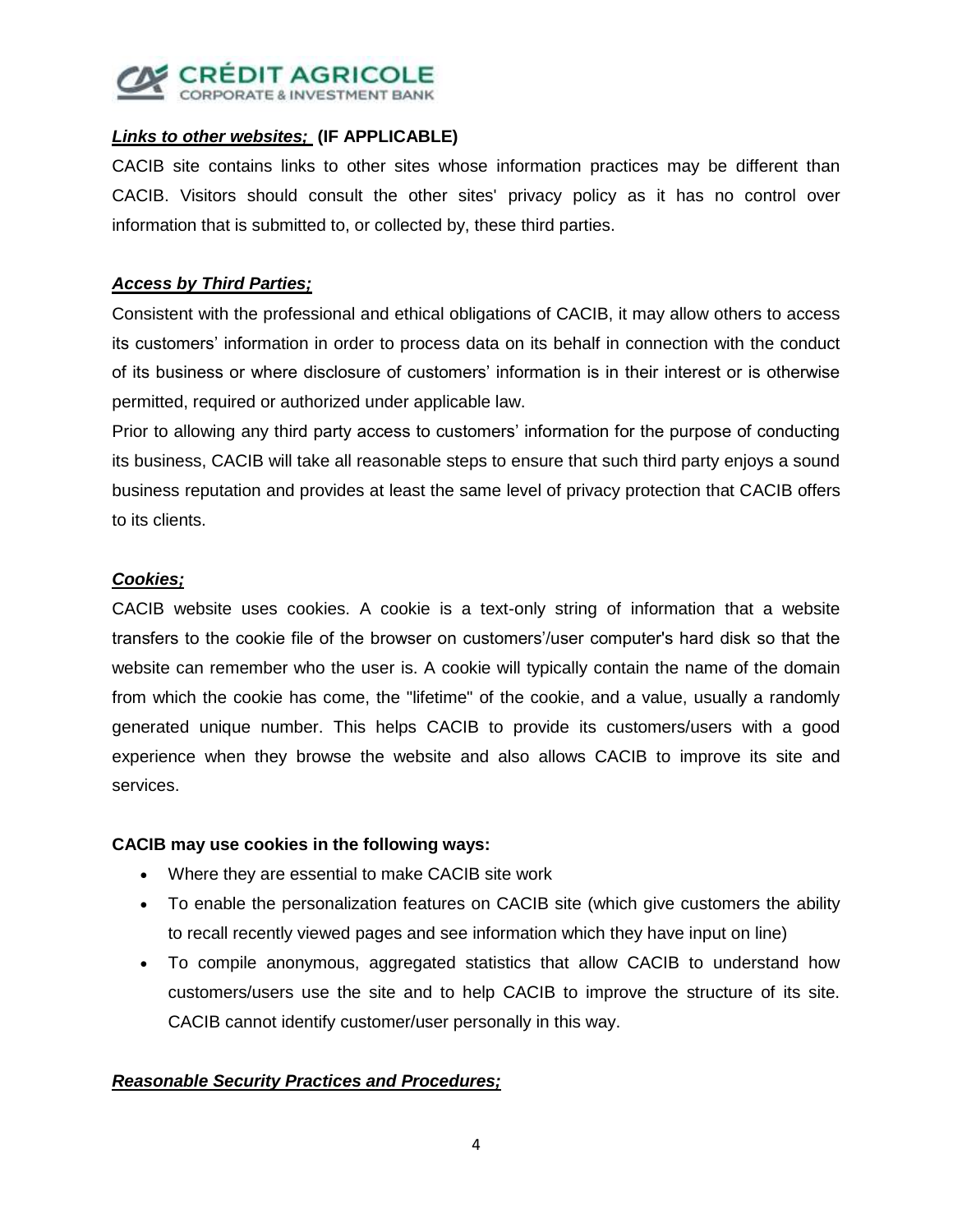***Links to other websites;*** **(IF APPLICABLE)**

CACIB site contains links to other sites whose information practices may be different than CACIB. Visitors should consult the other sites' privacy policy as it has no control over information that is submitted to, or collected by, these third parties.

***Access by Third Parties;***

Consistent with the professional and ethical obligations of CACIB, it may allow others to access its customers' information in order to process data on its behalf in connection with the conduct of its business or where disclosure of customers' information is in their interest or is otherwise permitted, required or authorized under applicable law.

Prior to allowing any third party access to customers' information for the purpose of conducting its business, CACIB will take all reasonable steps to ensure that such third party enjoys a sound business reputation and provides at least the same level of privacy protection that CACIB offers to its clients.

***Cookies;***

CACIB website uses cookies. A cookie is a text-only string of information that a website transfers to the cookie file of the browser on customers'/user computer's hard disk so that the website can remember who the user is. A cookie will typically contain the name of the domain from which the cookie has come, the "lifetime" of the cookie, and a value, usually a randomly generated unique number. This helps CACIB to provide its customers/users with a good experience when they browse the website and also allows CACIB to improve its site and services.

**CACIB may use cookies in the following ways:**

- Where they are essential to make CACIB site work
- To enable the personalization features on CACIB site (which give customers the ability to recall recently viewed pages and see information which they have input on line)
- To compile anonymous, aggregated statistics that allow CACIB to understand how customers/users use the site and to help CACIB to improve the structure of its site. CACIB cannot identify customer/user personally in this way.

***Reasonable Security Practices and Procedures;***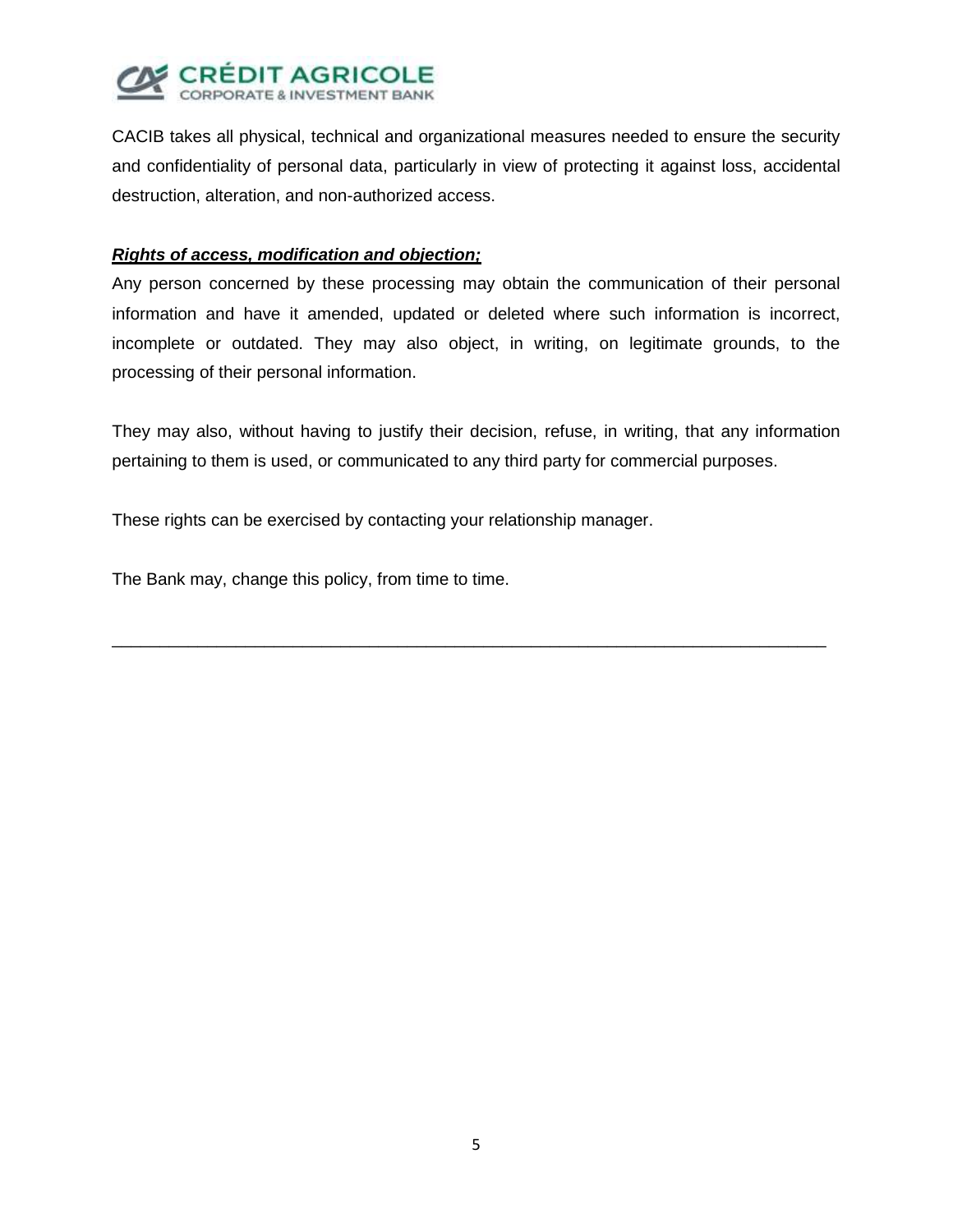CACIB takes all physical, technical and organizational measures needed to ensure the security and confidentiality of personal data, particularly in view of protecting it against loss, accidental destruction, alteration, and non-authorized access.

***Rights of access, modification and objection;***

Any person concerned by these processing may obtain the communication of their personal information and have it amended, updated or deleted where such information is incorrect, incomplete or outdated. They may also object, in writing, on legitimate grounds, to the processing of their personal information.

They may also, without having to justify their decision, refuse, in writing, that any information pertaining to them is used, or communicated to any third party for commercial purposes.

These rights can be exercised by contacting your relationship manager.

The Bank may, change this policy, from time to time.

---